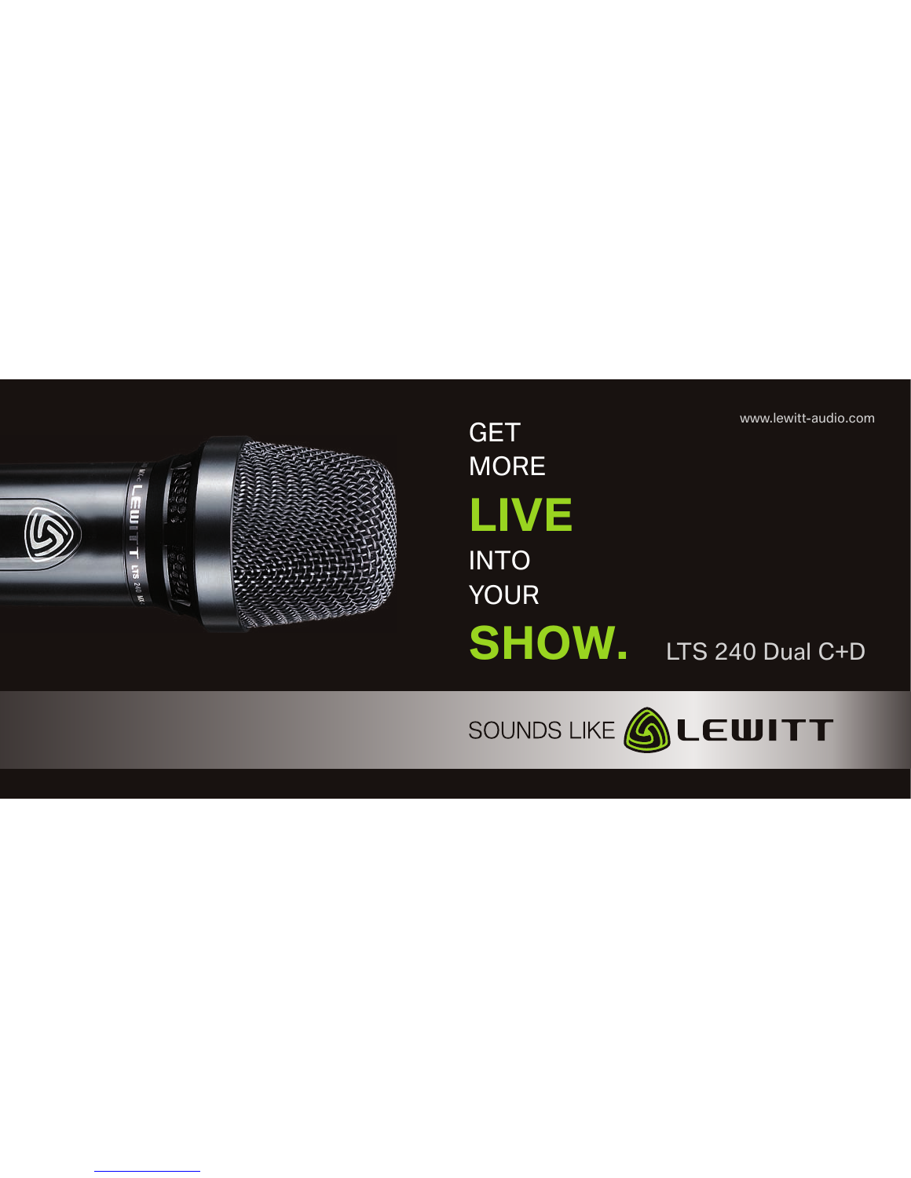www.lewitt-audio.com

GET
MORE
**LIVE**
INTO
YOUR
**SHOW.**

LTS 240 Dual C+D

SOUNDS LIKE LEWITT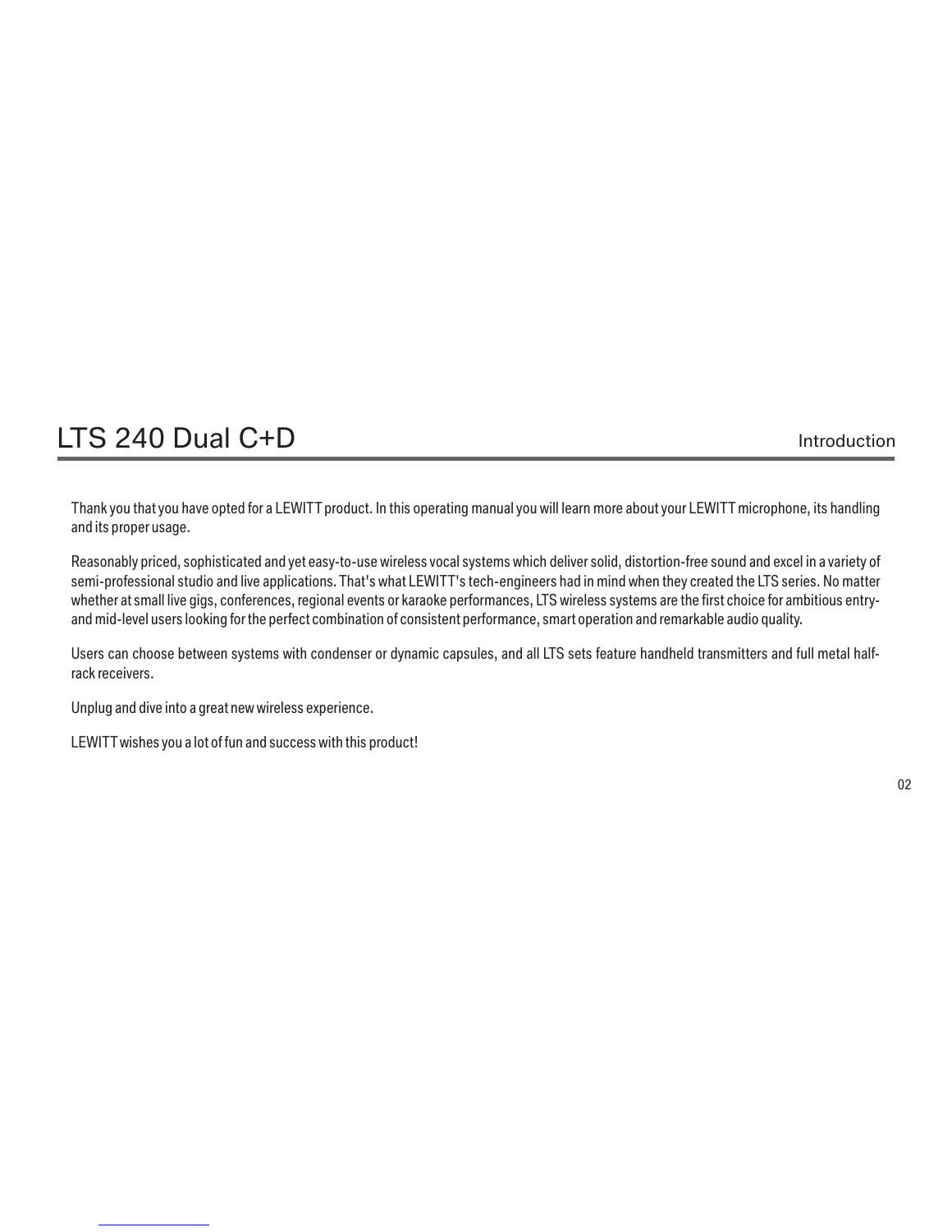# LTS 240 Dual C+D

## Introduction

Thank you that you have opted for a LEWITT product. In this operating manual you will learn more about your LEWITT microphone, its handling and its proper usage.

Reasonably priced, sophisticated and yet easy-to-use wireless vocal systems which deliver solid, distortion-free sound and excel in a variety of semi-professional studio and live applications. That's what LEWITT's tech-engineers had in mind when they created the LTS series. No matter whether at small live gigs, conferences, regional events or karaoke performances, LTS wireless systems are the first choice for ambitious entry- and mid-level users looking for the perfect combination of consistent performance, smart operation and remarkable audio quality.

Users can choose between systems with condenser or dynamic capsules, and all LTS sets feature handheld transmitters and full metal half-rack receivers.

Unplug and dive into a great new wireless experience.

LEWITT wishes you a lot of fun and success with this product!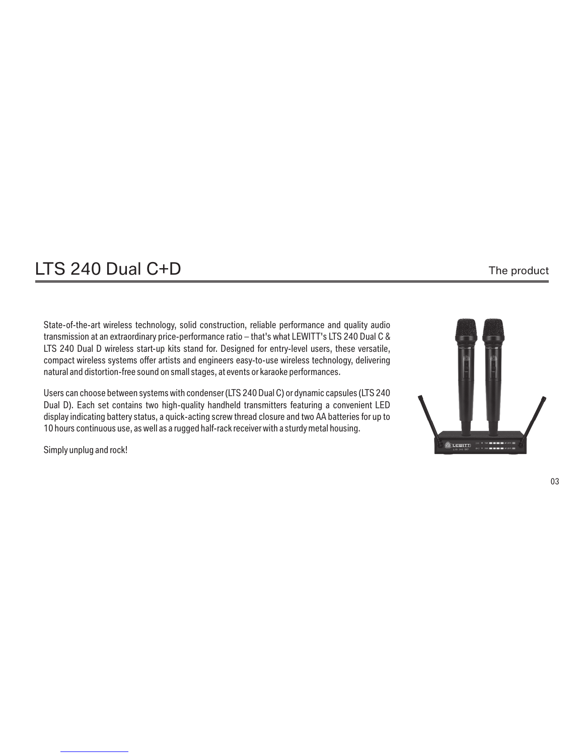# LTS 240 Dual C+D

## The product

State-of-the-art wireless technology, solid construction, reliable performance and quality audio transmission at an extraordinary price-performance ratio – that's what LEWITT's LTS 240 Dual C & LTS 240 Dual D wireless start-up kits stand for. Designed for entry-level users, these versatile, compact wireless systems offer artists and engineers easy-to-use wireless technology, delivering natural and distortion-free sound on small stages, at events or karaoke performances.

Users can choose between systems with condenser (LTS 240 Dual C) or dynamic capsules (LTS 240 Dual D). Each set contains two high-quality handheld transmitters featuring a convenient LED display indicating battery status, a quick-acting screw thread closure and two AA batteries for up to 10 hours continuous use, as well as a rugged half-rack receiver with a sturdy metal housing.

Simply unplug and rock!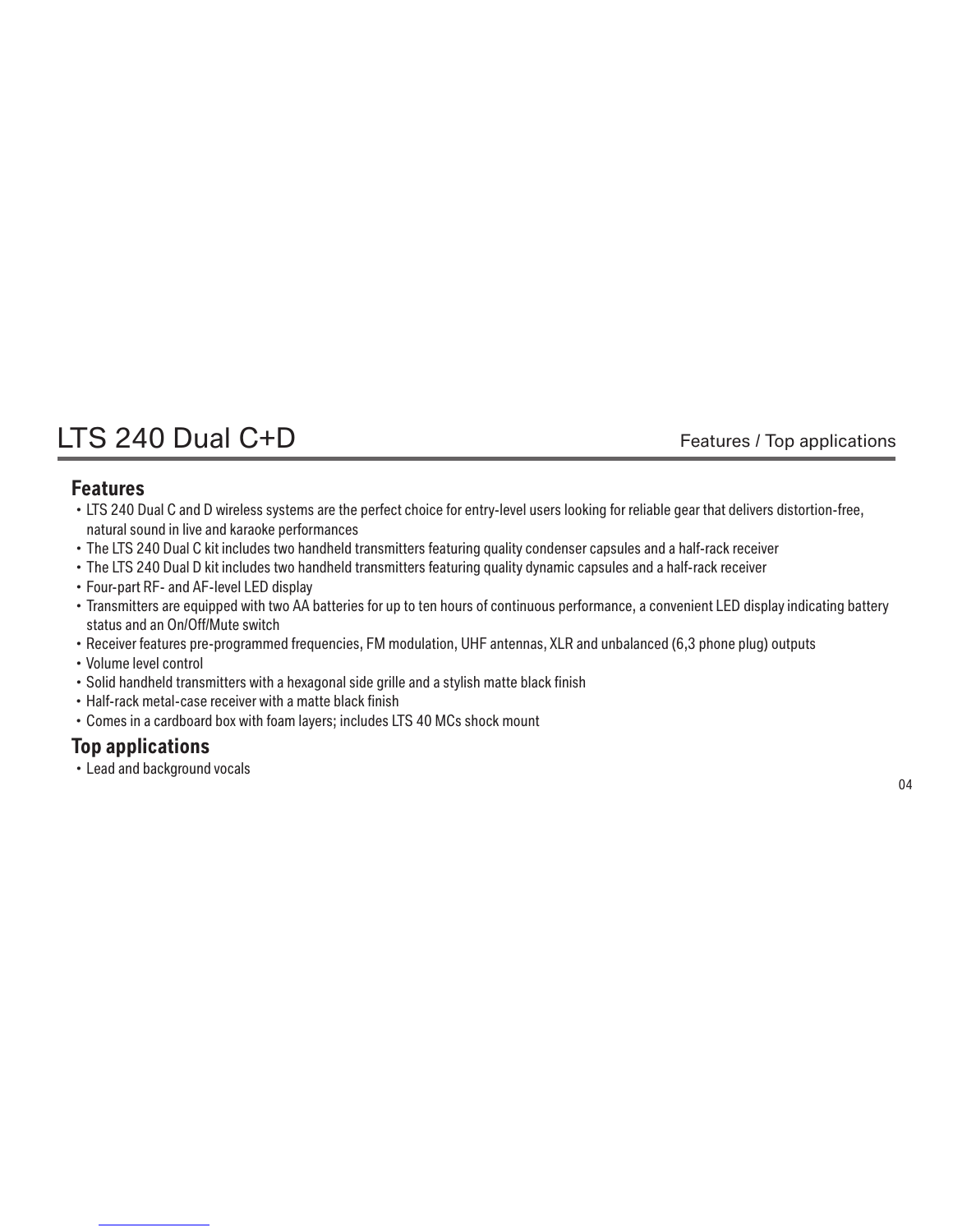# LTS 240 Dual C+D

Features / Top applications

## Features

- LTS 240 Dual C and D wireless systems are the perfect choice for entry-level users looking for reliable gear that delivers distortion-free, natural sound in live and karaoke performances
- The LTS 240 Dual C kit includes two handheld transmitters featuring quality condenser capsules and a half-rack receiver
- The LTS 240 Dual D kit includes two handheld transmitters featuring quality dynamic capsules and a half-rack receiver
- Four-part RF- and AF-level LED display
- Transmitters are equipped with two AA batteries for up to ten hours of continuous performance, a convenient LED display indicating battery status and an On/Off/Mute switch
- Receiver features pre-programmed frequencies, FM modulation, UHF antennas, XLR and unbalanced (6,3 phone plug) outputs
- Volume level control
- Solid handheld transmitters with a hexagonal side grille and a stylish matte black finish
- Half-rack metal-case receiver with a matte black finish
- Comes in a cardboard box with foam layers; includes LTS 40 MCs shock mount

## Top applications

- Lead and background vocals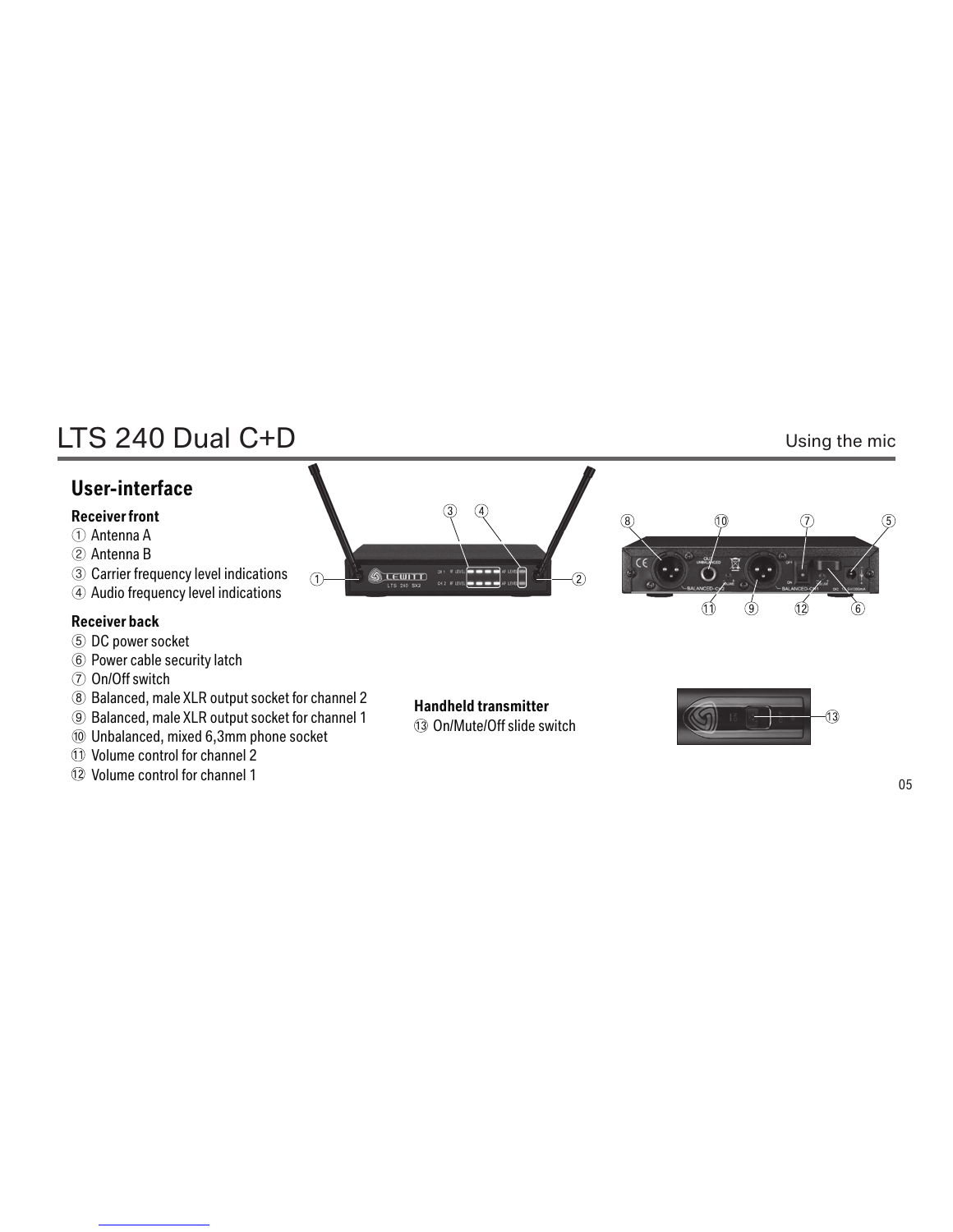# LTS 240 Dual C+D

## User-interface

### Receiver front

① Antenna A
② Antenna B
③ Carrier frequency level indications
④ Audio frequency level indications

### Receiver back

⑤ DC power socket
⑥ Power cable security latch
⑦ On/Off switch
⑧ Balanced, male XLR output socket for channel 2
⑨ Balanced, male XLR output socket for channel 1
⑩ Unbalanced, mixed 6,3mm phone socket
⑪ Volume control for channel 2
⑫ Volume control for channel 1

### Handheld transmitter

⑬ On/Mute/Off slide switch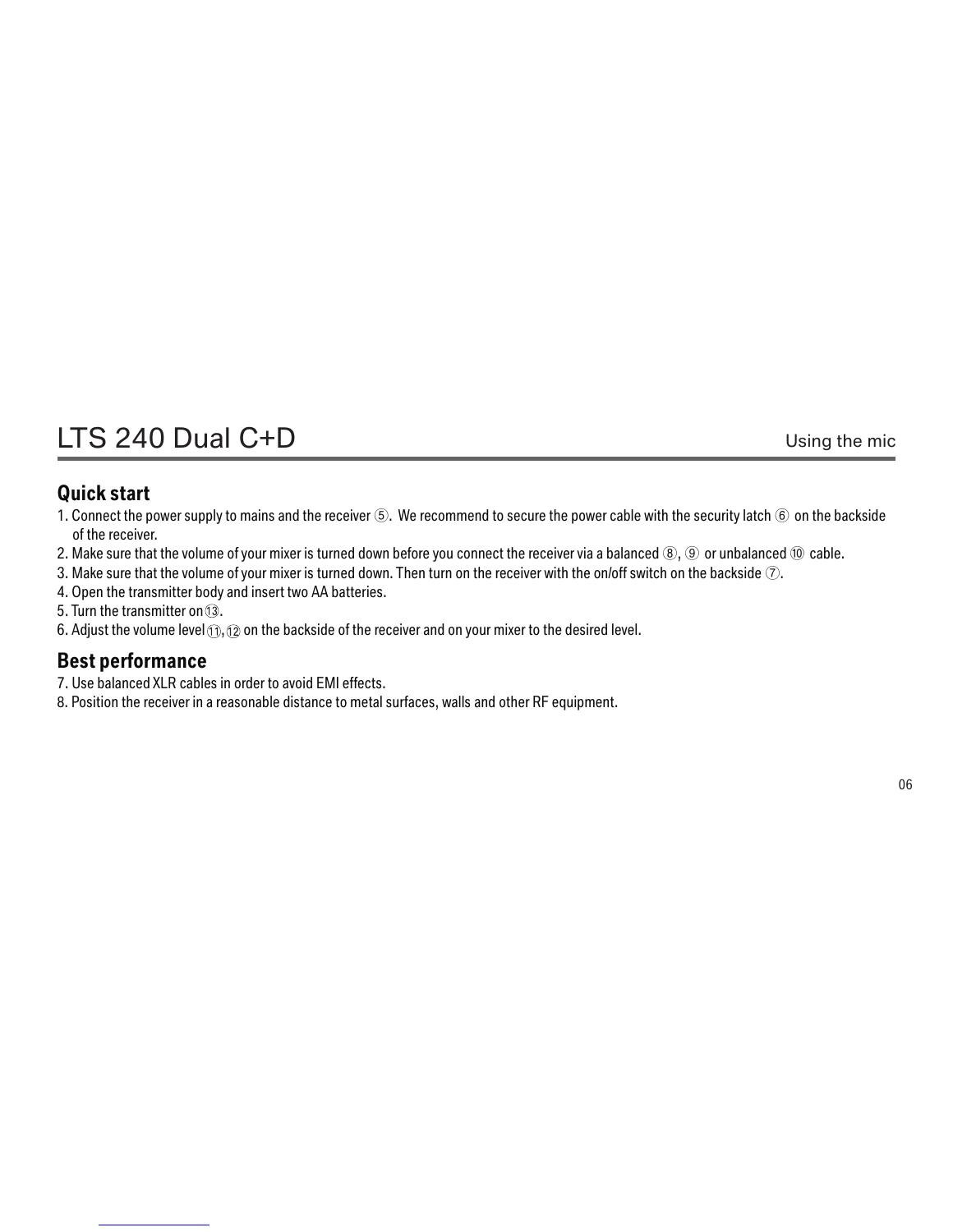# LTS 240 Dual C+D

## Using the mic

### Quick start

1. Connect the power supply to mains and the receiver ⑤. We recommend to secure the power cable with the security latch ⑥ on the backside of the receiver.
2. Make sure that the volume of your mixer is turned down before you connect the receiver via a balanced ⑧, ⑨ or unbalanced ⑩ cable.
3. Make sure that the volume of your mixer is turned down. Then turn on the receiver with the on/off switch on the backside ⑦.
4. Open the transmitter body and insert two AA batteries.
5. Turn the transmitter on ⑬.
6. Adjust the volume level ⑪, ⑫ on the backside of the receiver and on your mixer to the desired level.

### Best performance

7. Use balanced XLR cables in order to avoid EMI effects.
8. Position the receiver in a reasonable distance to metal surfaces, walls and other RF equipment.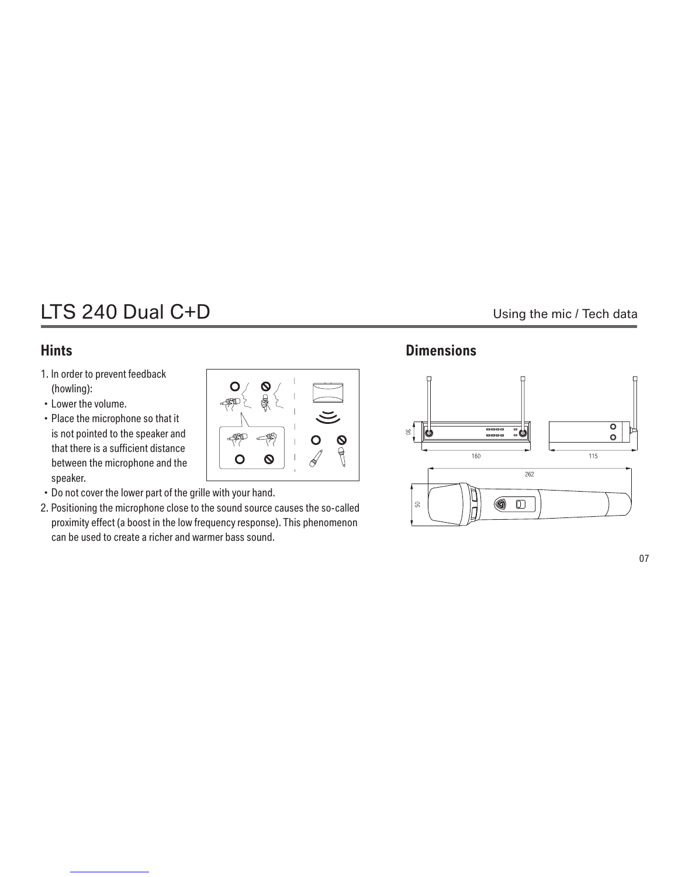## Hints

1. In order to prevent feedback (howling):
   - Lower the volume.
   - Place the microphone so that it is not pointed to the speaker and that there is a sufficient distance between the microphone and the speaker.
   - Do not cover the lower part of the grille with your hand.
2. Positioning the microphone close to the sound source causes the so-called proximity effect (a boost in the low frequency response). This phenomenon can be used to create a richer and warmer bass sound.

## Dimensions

30

160

115

262

50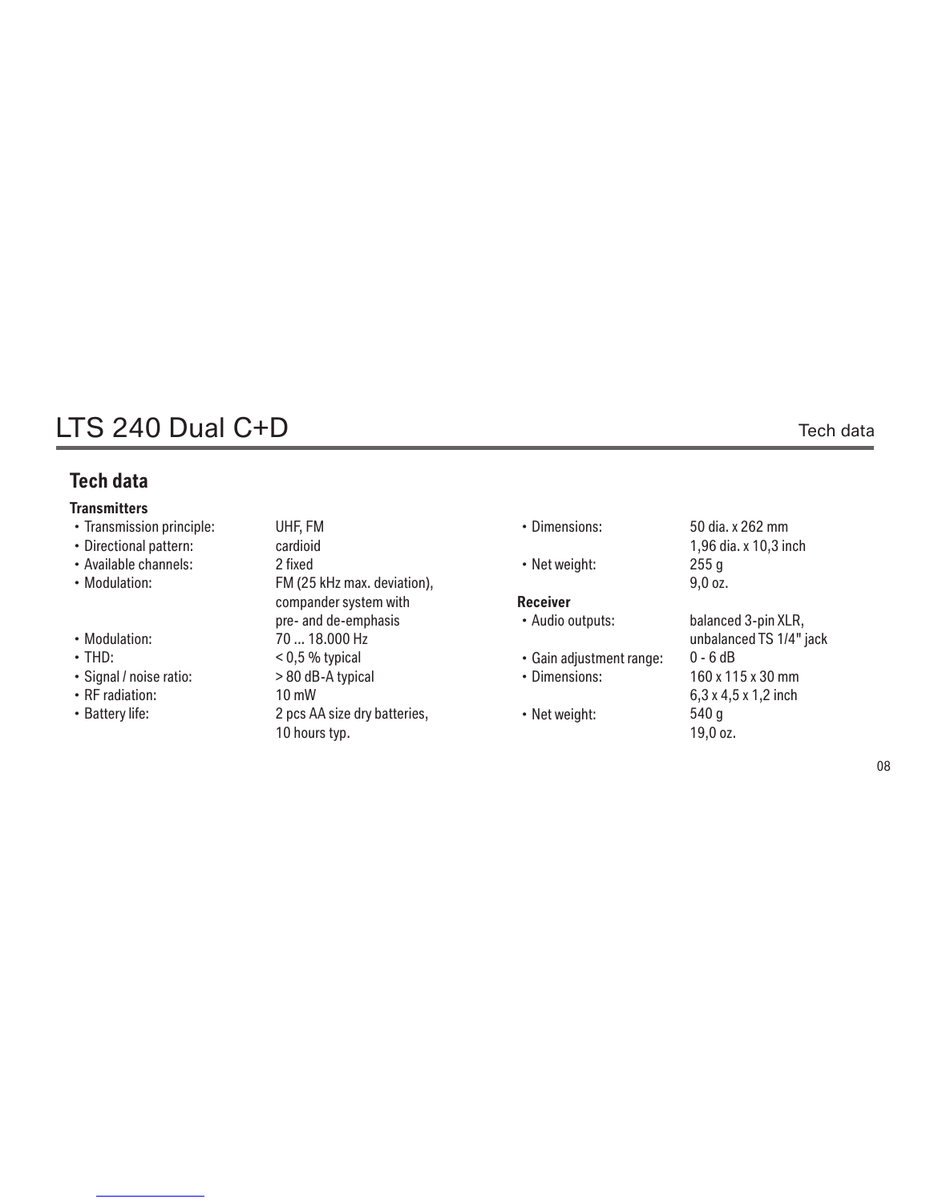# LTS 240 Dual C+D

## Tech data

**Transmitters**

- Transmission principle: UHF, FM
- Directional pattern: cardioid
- Available channels: 2 fixed
- Modulation: FM (25 kHz max. deviation), compander system with pre- and de-emphasis
- Modulation: 70 ... 18.000 Hz
- THD: < 0,5 % typical
- Signal / noise ratio: > 80 dB-A typical
- RF radiation: 10 mW
- Battery life: 2 pcs AA size dry batteries, 10 hours typ.
- Dimensions: 50 dia. x 262 mm
  1,96 dia. x 10,3 inch
- Net weight: 255 g
  9,0 oz.

**Receiver**

- Audio outputs: balanced 3-pin XLR, unbalanced TS 1/4" jack
- Gain adjustment range: 0 - 6 dB
- Dimensions: 160 x 115 x 30 mm
  6,3 x 4,5 x 1,2 inch
- Net weight: 540 g
  19,0 oz.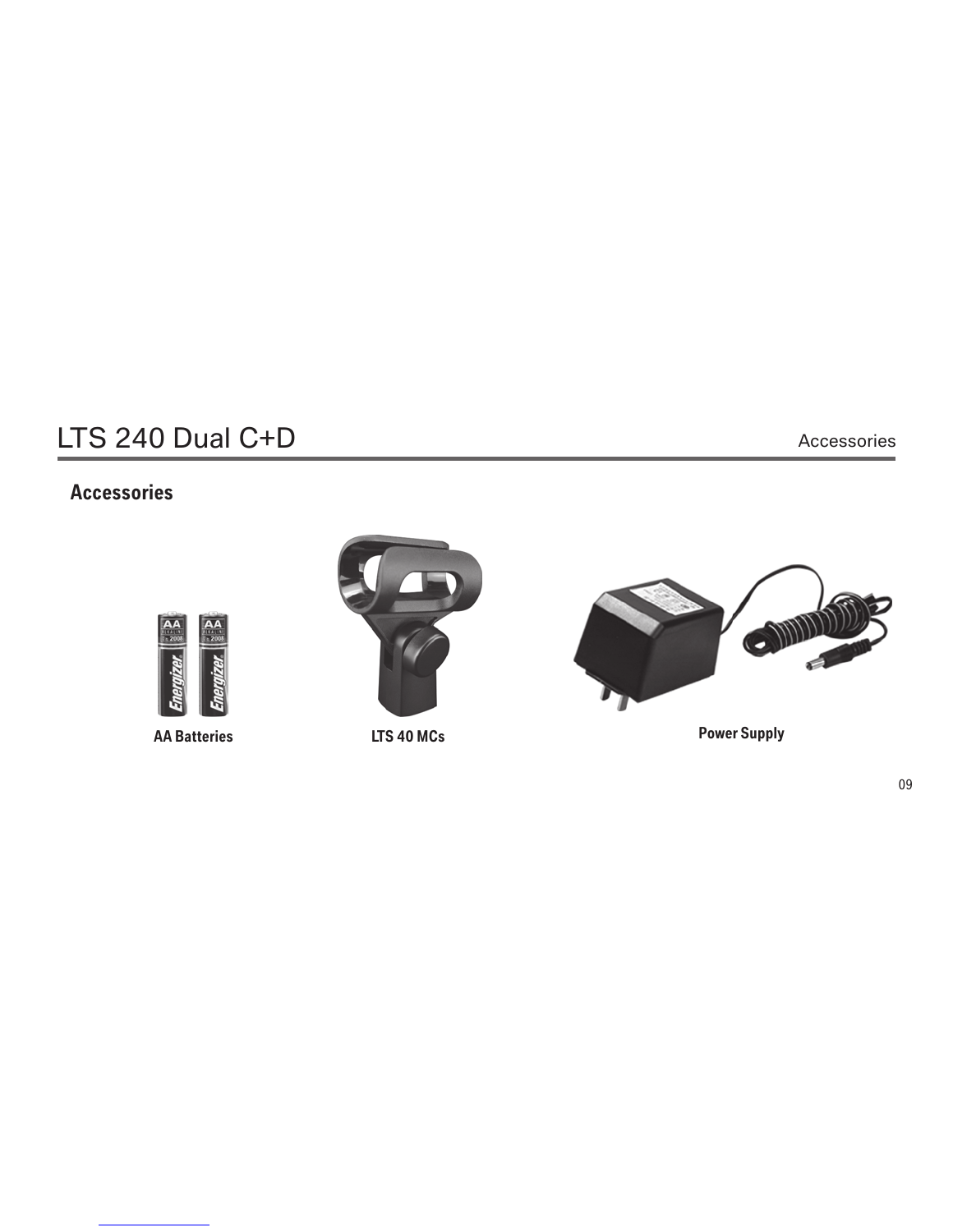## Accessories

AA Batteries

LTS 40 MCs

Power Supply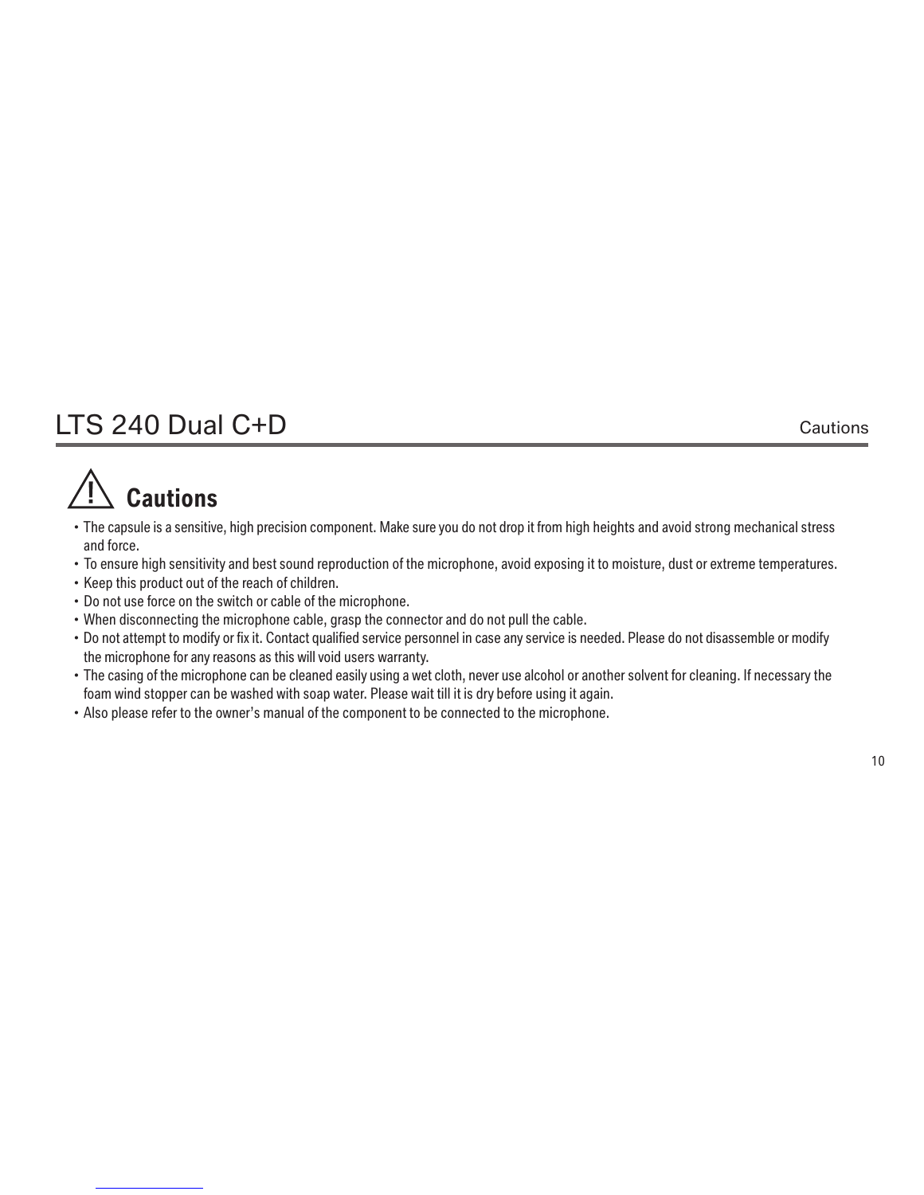## Cautions

- The capsule is a sensitive, high precision component. Make sure you do not drop it from high heights and avoid strong mechanical stress and force.
- To ensure high sensitivity and best sound reproduction of the microphone, avoid exposing it to moisture, dust or extreme temperatures.
- Keep this product out of the reach of children.
- Do not use force on the switch or cable of the microphone.
- When disconnecting the microphone cable, grasp the connector and do not pull the cable.
- Do not attempt to modify or fix it. Contact qualified service personnel in case any service is needed. Please do not disassemble or modify the microphone for any reasons as this will void users warranty.
- The casing of the microphone can be cleaned easily using a wet cloth, never use alcohol or another solvent for cleaning. If necessary the foam wind stopper can be washed with soap water. Please wait till it is dry before using it again.
- Also please refer to the owner's manual of the component to be connected to the microphone.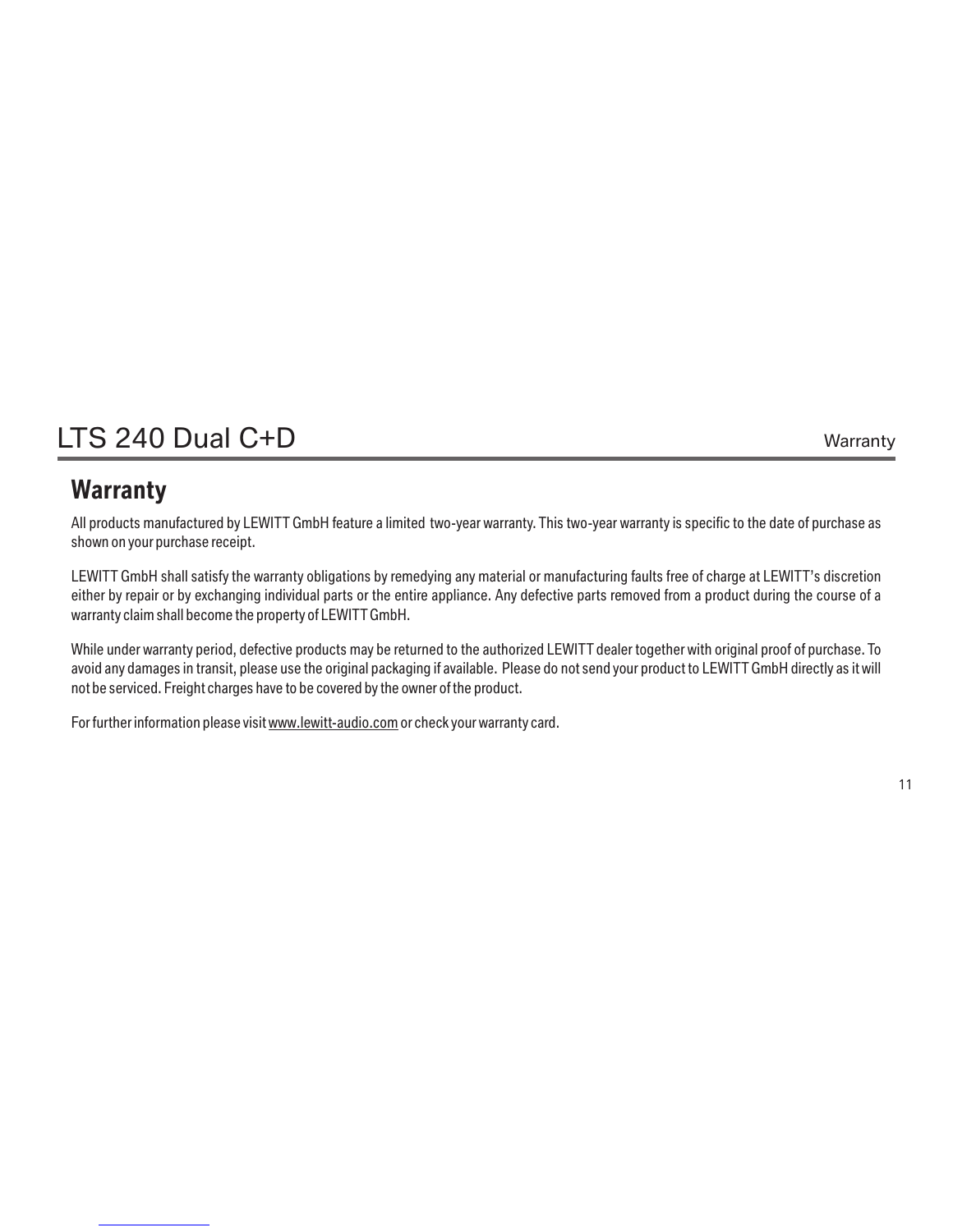## Warranty

All products manufactured by LEWITT GmbH feature a limited  two-year warranty. This two-year warranty is specific to the date of purchase as shown on your purchase receipt.

LEWITT GmbH shall satisfy the warranty obligations by remedying any material or manufacturing faults free of charge at LEWITT's discretion either by repair or by exchanging individual parts or the entire appliance. Any defective parts removed from a product during the course of a warranty claim shall become the property of LEWITT GmbH.

While under warranty period, defective products may be returned to the authorized LEWITT dealer together with original proof of purchase. To avoid any damages in transit, please use the original packaging if available.  Please do not send your product to LEWITT GmbH directly as it will not be serviced. Freight charges have to be covered by the owner of the product.

For further information please visit www.lewitt-audio.com or check your warranty card.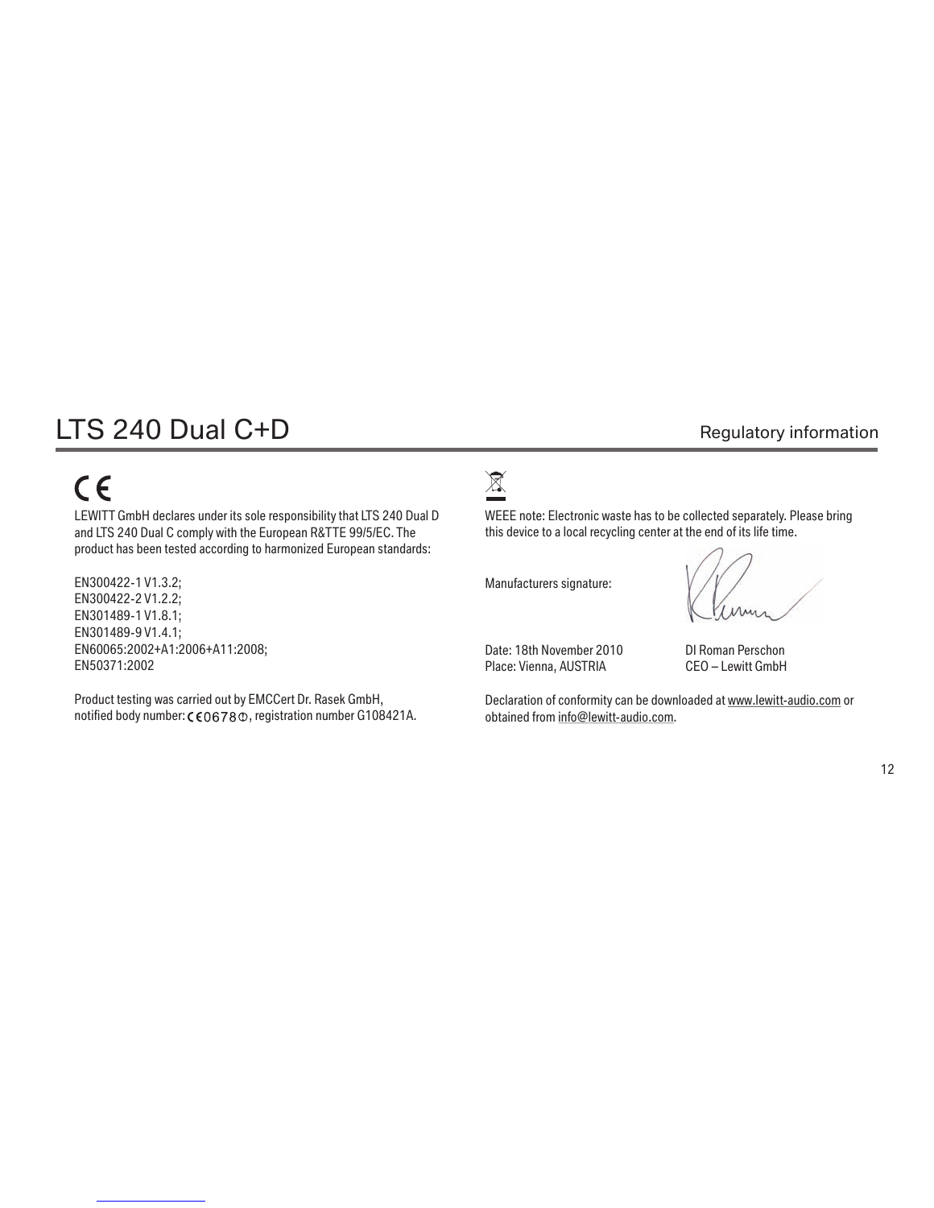# LTS 240 Dual C+D

## Regulatory information

CE

LEWITT GmbH declares under its sole responsibility that LTS 240 Dual D and LTS 240 Dual C comply with the European R&TTE 99/5/EC. The product has been tested according to harmonized European standards:

EN300422-1 V1.3.2;
EN300422-2 V1.2.2;
EN301489-1 V1.8.1;
EN301489-9 V1.4.1;
EN60065:2002+A1:2006+A11:2008;
EN50371:2002

Product testing was carried out by EMCCert Dr. Rasek GmbH, notified body number: CE0678ⓘ, registration number G108421A.

WEEE note: Electronic waste has to be collected separately. Please bring this device to a local recycling center at the end of its life time.

Manufacturers signature:

Date: 18th November 2010
Place: Vienna, AUSTRIA

DI Roman Perschon
CEO – Lewitt GmbH

Declaration of conformity can be downloaded at www.lewitt-audio.com or obtained from info@lewitt-audio.com.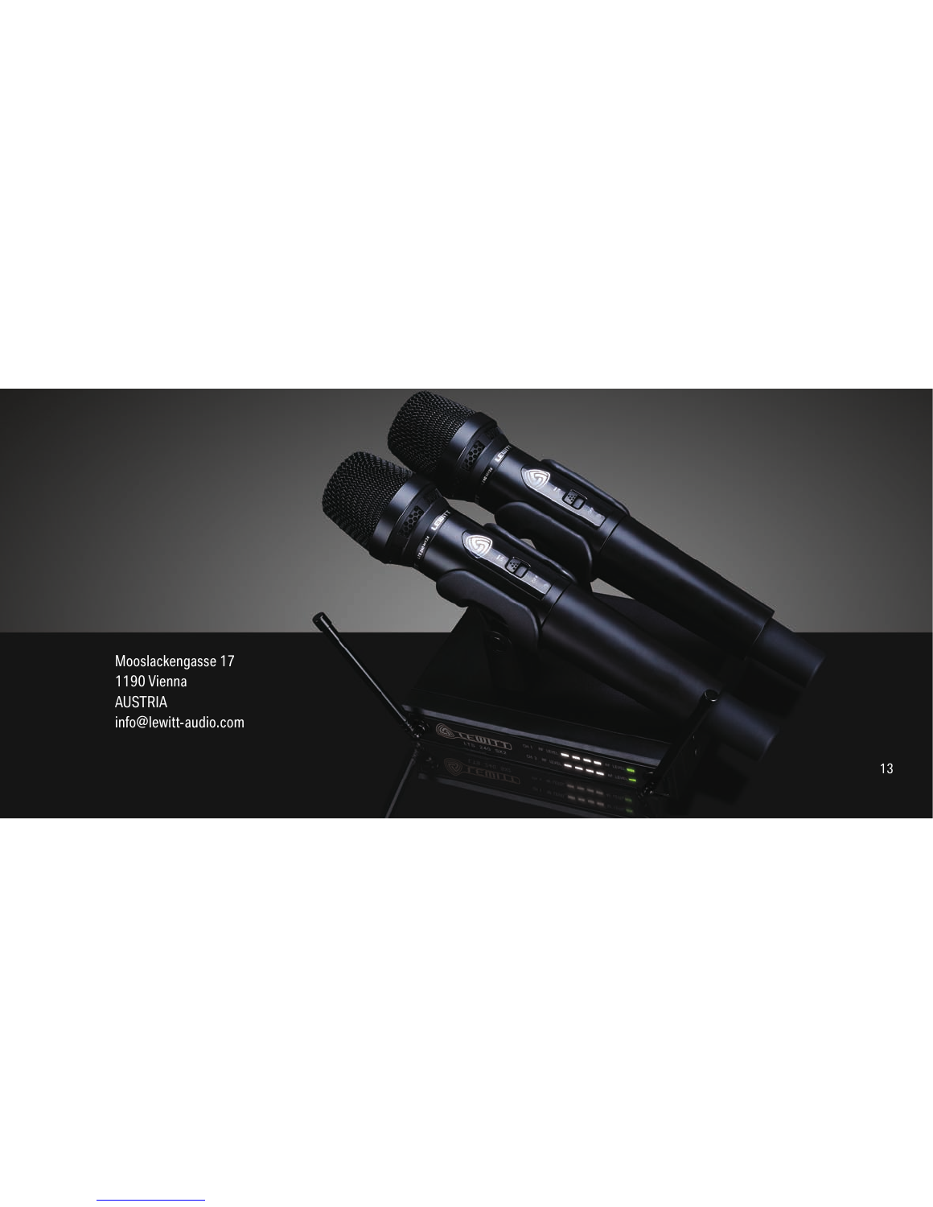Mooslackengasse 17
1190 Vienna
AUSTRIA
info@lewitt-audio.com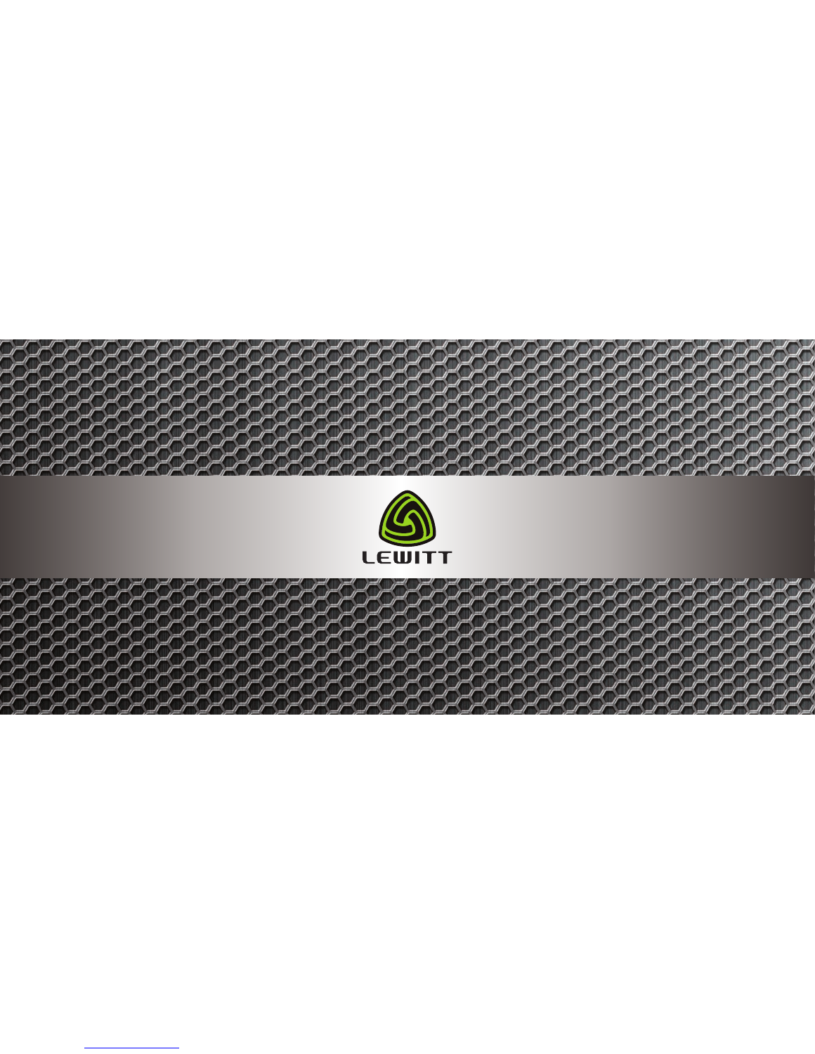LEWITT